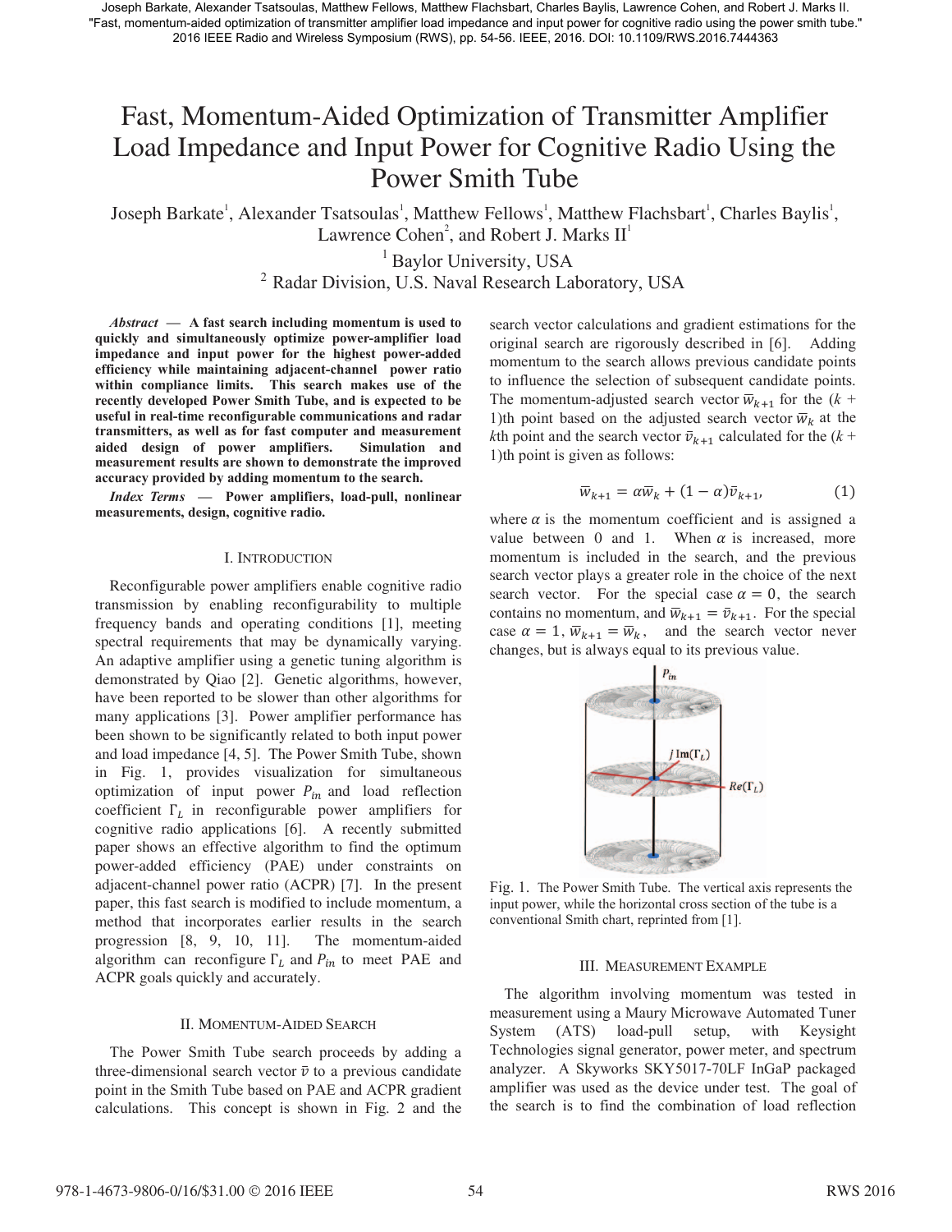Joseph Barkate, Alexander Tsatsoulas, Matthew Fellows, Matthew Flachsbart, Charles Baylis, Lawrence Cohen, and Robert J. Marks II. "Fast, momentum-aided optimization of transmitter amplifier load impedance and input power for cognitive radio using the power smith tube." 2016 IEEE Radio and Wireless Symposium (RWS), pp. 54-56. IEEE, 2016. DOI: 10.1109/RWS.2016.7444363

# Fast, Momentum-Aided Optimization of Transmitter Amplifier Load Impedance and Input Power for Cognitive Radio Using the Power Smith Tube

Joseph Barkate[1], Alexander Tsatsoulas[1], Matthew Fellows[1], Matthew Flachsbart[1], Charles Baylis[1], Lawrence Cohen[2], and Robert J. Marks II[1]

[1] Baylor University, USA

[2] Radar Division, U.S. Naval Research Laboratory, USA

***Abstract*** **— A fast search including momentum is used to quickly and simultaneously optimize power-amplifier load impedance and input power for the highest power-added efficiency while maintaining adjacent-channel power ratio within compliance limits. This search makes use of the recently developed Power Smith Tube, and is expected to be useful in real-time reconfigurable communications and radar transmitters, as well as for fast computer and measurement aided design of power amplifiers. Simulation and measurement results are shown to demonstrate the improved accuracy provided by adding momentum to the search.**

***Index Terms*** **— Power amplifiers, load-pull, nonlinear measurements, design, cognitive radio.**

## I. Introduction

Reconfigurable power amplifiers enable cognitive radio transmission by enabling reconfigurability to multiple frequency bands and operating conditions [1], meeting spectral requirements that may be dynamically varying. An adaptive amplifier using a genetic tuning algorithm is demonstrated by Qiao [2]. Genetic algorithms, however, have been reported to be slower than other algorithms for many applications [3]. Power amplifier performance has been shown to be significantly related to both input power and load impedance [4, 5]. The Power Smith Tube, shown in Fig. 1, provides visualization for simultaneous optimization of input power $P_{in}$ and load reflection coefficient $\Gamma_L$ in reconfigurable power amplifiers for cognitive radio applications [6]. A recently submitted paper shows an effective algorithm to find the optimum power-added efficiency (PAE) under constraints on adjacent-channel power ratio (ACPR) [7]. In the present paper, this fast search is modified to include momentum, a method that incorporates earlier results in the search progression [8, 9, 10, 11]. The momentum-aided algorithm can reconfigure $\Gamma_L$ and $P_{in}$ to meet PAE and ACPR goals quickly and accurately.

## II. Momentum-Aided Search

The Power Smith Tube search proceeds by adding a three-dimensional search vector $\bar{v}$ to a previous candidate point in the Smith Tube based on PAE and ACPR gradient calculations. This concept is shown in Fig. 2 and the search vector calculations and gradient estimations for the original search are rigorously described in [6]. Adding momentum to the search allows previous candidate points to influence the selection of subsequent candidate points. The momentum-adjusted search vector $\bar{w}_{k+1}$ for the $(k+1)$th point based on the adjusted search vector $\bar{w}_k$ at the $k$th point and the search vector $\bar{v}_{k+1}$ calculated for the $(k+1)$th point is given as follows:

$$\bar{w}_{k+1} = \alpha \bar{w}_k + (1-\alpha)\bar{v}_{k+1}, \tag{1}$$

where $\alpha$ is the momentum coefficient and is assigned a value between 0 and 1. When $\alpha$ is increased, more momentum is included in the search, and the previous search vector plays a greater role in the choice of the next search vector. For the special case $\alpha = 0$, the search contains no momentum, and $\bar{w}_{k+1} = \bar{v}_{k+1}$. For the special case $\alpha = 1$, $\bar{w}_{k+1} = \bar{w}_k$, and the search vector never changes, but is always equal to its previous value.

Fig. 1. The Power Smith Tube. The vertical axis represents the input power, while the horizontal cross section of the tube is a conventional Smith chart, reprinted from [1].

## III. Measurement Example

The algorithm involving momentum was tested in measurement using a Maury Microwave Automated Tuner System (ATS) load-pull setup, with Keysight Technologies signal generator, power meter, and spectrum analyzer. A Skyworks SKY5017-70LF InGaP packaged amplifier was used as the device under test. The goal of the search is to find the combination of load reflection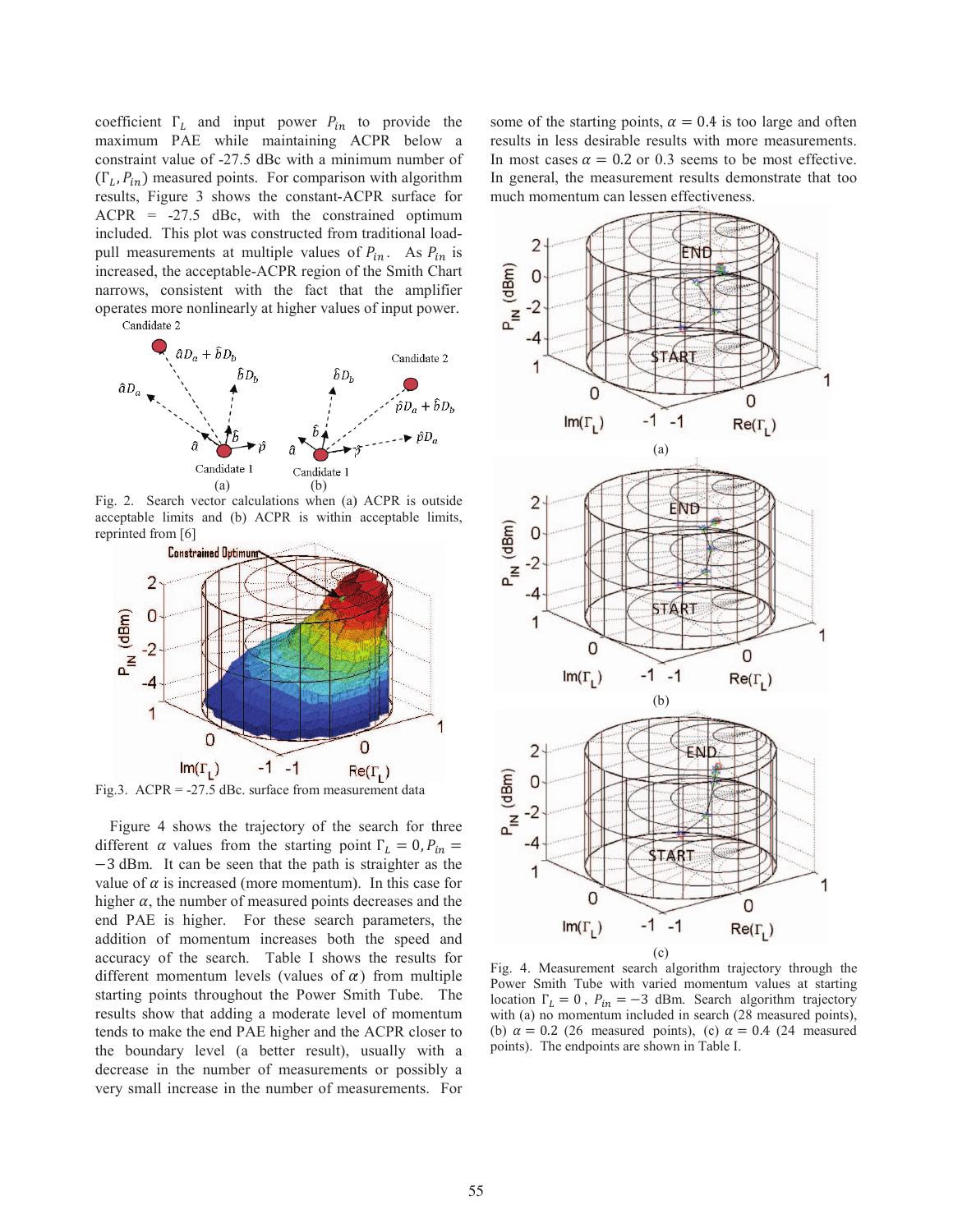coefficient $\Gamma_L$ and input power $P_{in}$ to provide the maximum PAE while maintaining ACPR below a constraint value of -27.5 dBc with a minimum number of $(\Gamma_L, P_{in})$ measured points. For comparison with algorithm results, Figure 3 shows the constant-ACPR surface for ACPR = -27.5 dBc, with the constrained optimum included. This plot was constructed from traditional load-pull measurements at multiple values of $P_{in}$. As $P_{in}$ is increased, the acceptable-ACPR region of the Smith Chart narrows, consistent with the fact that the amplifier operates more nonlinearly at higher values of input power.

Fig. 2. Search vector calculations when (a) ACPR is outside acceptable limits and (b) ACPR is within acceptable limits, reprinted from [6]

Fig.3. ACPR = -27.5 dBc. surface from measurement data

Figure 4 shows the trajectory of the search for three different $\alpha$ values from the starting point $\Gamma_L = 0, P_{in} = -3$ dBm. It can be seen that the path is straighter as the value of $\alpha$ is increased (more momentum). In this case for higher $\alpha$, the number of measured points decreases and the end PAE is higher. For these search parameters, the addition of momentum increases both the speed and accuracy of the search. Table I shows the results for different momentum levels (values of $\alpha$) from multiple starting points throughout the Power Smith Tube. The results show that adding a moderate level of momentum tends to make the end PAE higher and the ACPR closer to the boundary level (a better result), usually with a decrease in the number of measurements or possibly a very small increase in the number of measurements. For some of the starting points, $\alpha = 0.4$ is too large and often results in less desirable results with more measurements. In most cases $\alpha = 0.2$ or 0.3 seems to be most effective. In general, the measurement results demonstrate that too much momentum can lessen effectiveness.

Fig. 4. Measurement search algorithm trajectory through the Power Smith Tube with varied momentum values at starting location $\Gamma_L = 0$, $P_{in} = -3$ dBm. Search algorithm trajectory with (a) no momentum included in search (28 measured points), (b) $\alpha = 0.2$ (26 measured points), (c) $\alpha = 0.4$ (24 measured points). The endpoints are shown in Table I.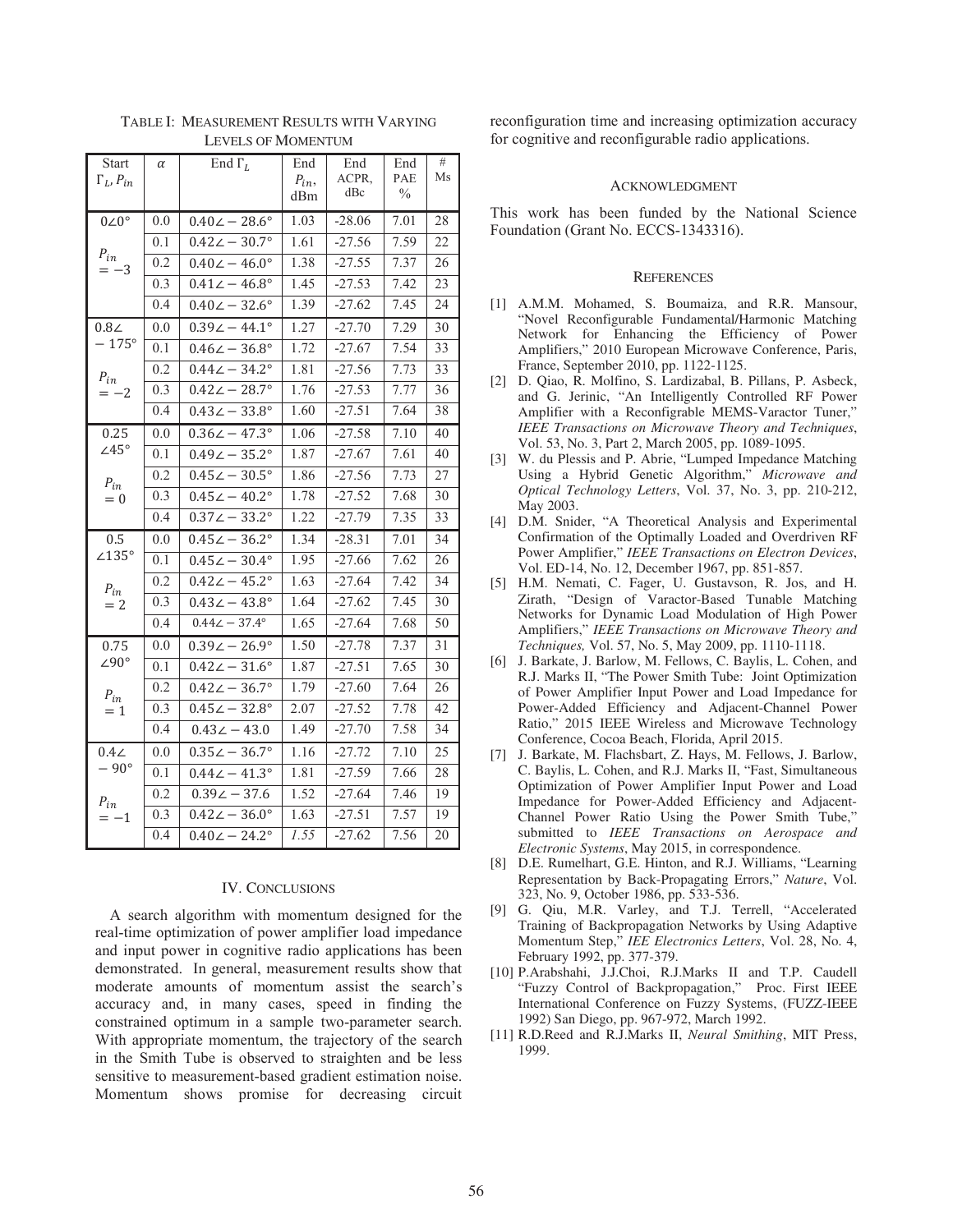TABLE I: MEASUREMENT RESULTS WITH VARYING LEVELS OF MOMENTUM

| Start $\Gamma_L$, $P_{in}$ | $\alpha$ | End $\Gamma_L$ | End $P_{in}$, dBm | End ACPR, dBc | End PAE % | # Ms |
|---|---|---|---|---|---|---|
| $0\angle 0°$ $P_{in} = -3$ | 0.0 | $0.40\angle -28.6°$ | 1.03 | -28.06 | 7.01 | 28 |
| | 0.1 | $0.42\angle -30.7°$ | 1.61 | -27.56 | 7.59 | 22 |
| | 0.2 | $0.40\angle -46.0°$ | 1.38 | -27.55 | 7.37 | 26 |
| | 0.3 | $0.41\angle -46.8°$ | 1.45 | -27.53 | 7.42 | 23 |
| | 0.4 | $0.40\angle -32.6°$ | 1.39 | -27.62 | 7.45 | 24 |
| $0.8\angle -175°$ $P_{in} = -2$ | 0.0 | $0.39\angle -44.1°$ | 1.27 | -27.70 | 7.29 | 30 |
| | 0.1 | $0.46\angle -36.8°$ | 1.72 | -27.67 | 7.54 | 33 |
| | 0.2 | $0.44\angle -34.2°$ | 1.81 | -27.56 | 7.73 | 33 |
| | 0.3 | $0.42\angle -28.7°$ | 1.76 | -27.53 | 7.77 | 36 |
| | 0.4 | $0.43\angle -33.8°$ | 1.60 | -27.51 | 7.64 | 38 |
| $0.25 \angle 45°$ $P_{in} = 0$ | 0.0 | $0.36\angle -47.3°$ | 1.06 | -27.58 | 7.10 | 40 |
| | 0.1 | $0.49\angle -35.2°$ | 1.87 | -27.67 | 7.61 | 40 |
| | 0.2 | $0.45\angle -30.5°$ | 1.86 | -27.56 | 7.73 | 27 |
| | 0.3 | $0.45\angle -40.2°$ | 1.78 | -27.52 | 7.68 | 30 |
| | 0.4 | $0.37\angle -33.2°$ | 1.22 | -27.79 | 7.35 | 33 |
| $0.5 \angle 135°$ $P_{in} = 2$ | 0.0 | $0.45\angle -36.2°$ | 1.34 | -28.31 | 7.01 | 34 |
| | 0.1 | $0.45\angle -30.4°$ | 1.95 | -27.66 | 7.62 | 26 |
| | 0.2 | $0.42\angle -45.2°$ | 1.63 | -27.64 | 7.42 | 34 |
| | 0.3 | $0.43\angle -43.8°$ | 1.64 | -27.62 | 7.45 | 30 |
| | 0.4 | $0.44\angle -37.4°$ | 1.65 | -27.64 | 7.68 | 50 |
| $0.75 \angle 90°$ $P_{in} = 1$ | 0.0 | $0.39\angle -26.9°$ | 1.50 | -27.78 | 7.37 | 31 |
| | 0.1 | $0.42\angle -31.6°$ | 1.87 | -27.51 | 7.65 | 30 |
| | 0.2 | $0.42\angle -36.7°$ | 1.79 | -27.60 | 7.64 | 26 |
| | 0.3 | $0.45\angle -32.8°$ | 2.07 | -27.52 | 7.78 | 42 |
| | 0.4 | $0.43\angle -43.0$ | 1.49 | -27.70 | 7.58 | 34 |
| $0.4\angle -90°$ $P_{in} = -1$ | 0.0 | $0.35\angle -36.7°$ | 1.16 | -27.72 | 7.10 | 25 |
| | 0.1 | $0.44\angle -41.3°$ | 1.81 | -27.59 | 7.66 | 28 |
| | 0.2 | $0.39\angle -37.6$ | 1.52 | -27.64 | 7.46 | 19 |
| | 0.3 | $0.42\angle -36.0°$ | 1.63 | -27.51 | 7.57 | 19 |
| | 0.4 | $0.40\angle -24.2°$ | *1.55* | -27.62 | 7.56 | 20 |

## IV. CONCLUSIONS

A search algorithm with momentum designed for the real-time optimization of power amplifier load impedance and input power in cognitive radio applications has been demonstrated. In general, measurement results show that moderate amounts of momentum assist the search's accuracy and, in many cases, speed in finding the constrained optimum in a sample two-parameter search. With appropriate momentum, the trajectory of the search in the Smith Tube is observed to straighten and be less sensitive to measurement-based gradient estimation noise. Momentum shows promise for decreasing circuit reconfiguration time and increasing optimization accuracy for cognitive and reconfigurable radio applications.

## ACKNOWLEDGMENT

This work has been funded by the National Science Foundation (Grant No. ECCS-1343316).

## REFERENCES

[1] A.M.M. Mohamed, S. Boumaiza, and R.R. Mansour, "Novel Reconfigurable Fundamental/Harmonic Matching Network for Enhancing the Efficiency of Power Amplifiers," 2010 European Microwave Conference, Paris, France, September 2010, pp. 1122-1125.

[2] D. Qiao, R. Molfino, S. Lardizabal, B. Pillans, P. Asbeck, and G. Jerinic, "An Intelligently Controlled RF Power Amplifier with a Reconfigrable MEMS-Varactor Tuner," *IEEE Transactions on Microwave Theory and Techniques*, Vol. 53, No. 3, Part 2, March 2005, pp. 1089-1095.

[3] W. du Plessis and P. Abrie, "Lumped Impedance Matching Using a Hybrid Genetic Algorithm," *Microwave and Optical Technology Letters*, Vol. 37, No. 3, pp. 210-212, May 2003.

[4] D.M. Snider, "A Theoretical Analysis and Experimental Confirmation of the Optimally Loaded and Overdriven RF Power Amplifier," *IEEE Transactions on Electron Devices*, Vol. ED-14, No. 12, December 1967, pp. 851-857.

[5] H.M. Nemati, C. Fager, U. Gustavson, R. Jos, and H. Zirath, "Design of Varactor-Based Tunable Matching Networks for Dynamic Load Modulation of High Power Amplifiers," *IEEE Transactions on Microwave Theory and Techniques,* Vol. 57, No. 5, May 2009, pp. 1110-1118.

[6] J. Barkate, J. Barlow, M. Fellows, C. Baylis, L. Cohen, and R.J. Marks II, "The Power Smith Tube: Joint Optimization of Power Amplifier Input Power and Load Impedance for Power-Added Efficiency and Adjacent-Channel Power Ratio," 2015 IEEE Wireless and Microwave Technology Conference, Cocoa Beach, Florida, April 2015.

[7] J. Barkate, M. Flachsbart, Z. Hays, M. Fellows, J. Barlow, C. Baylis, L. Cohen, and R.J. Marks II, "Fast, Simultaneous Optimization of Power Amplifier Input Power and Load Impedance for Power-Added Efficiency and Adjacent-Channel Power Ratio Using the Power Smith Tube," submitted to *IEEE Transactions on Aerospace and Electronic Systems*, May 2015, in correspondence.

[8] D.E. Rumelhart, G.E. Hinton, and R.J. Williams, "Learning Representation by Back-Propagating Errors," *Nature*, Vol. 323, No. 9, October 1986, pp. 533-536.

[9] G. Qiu, M.R. Varley, and T.J. Terrell, "Accelerated Training of Backpropagation Networks by Using Adaptive Momentum Step," *IEE Electronics Letters*, Vol. 28, No. 4, February 1992, pp. 377-379.

[10] P.Arabshahi, J.J.Choi, R.J.Marks II and T.P. Caudell "Fuzzy Control of Backpropagation," Proc. First IEEE International Conference on Fuzzy Systems, (FUZZ-IEEE 1992) San Diego, pp. 967-972, March 1992.

[11] R.D.Reed and R.J.Marks II, *Neural Smithing*, MIT Press, 1999.